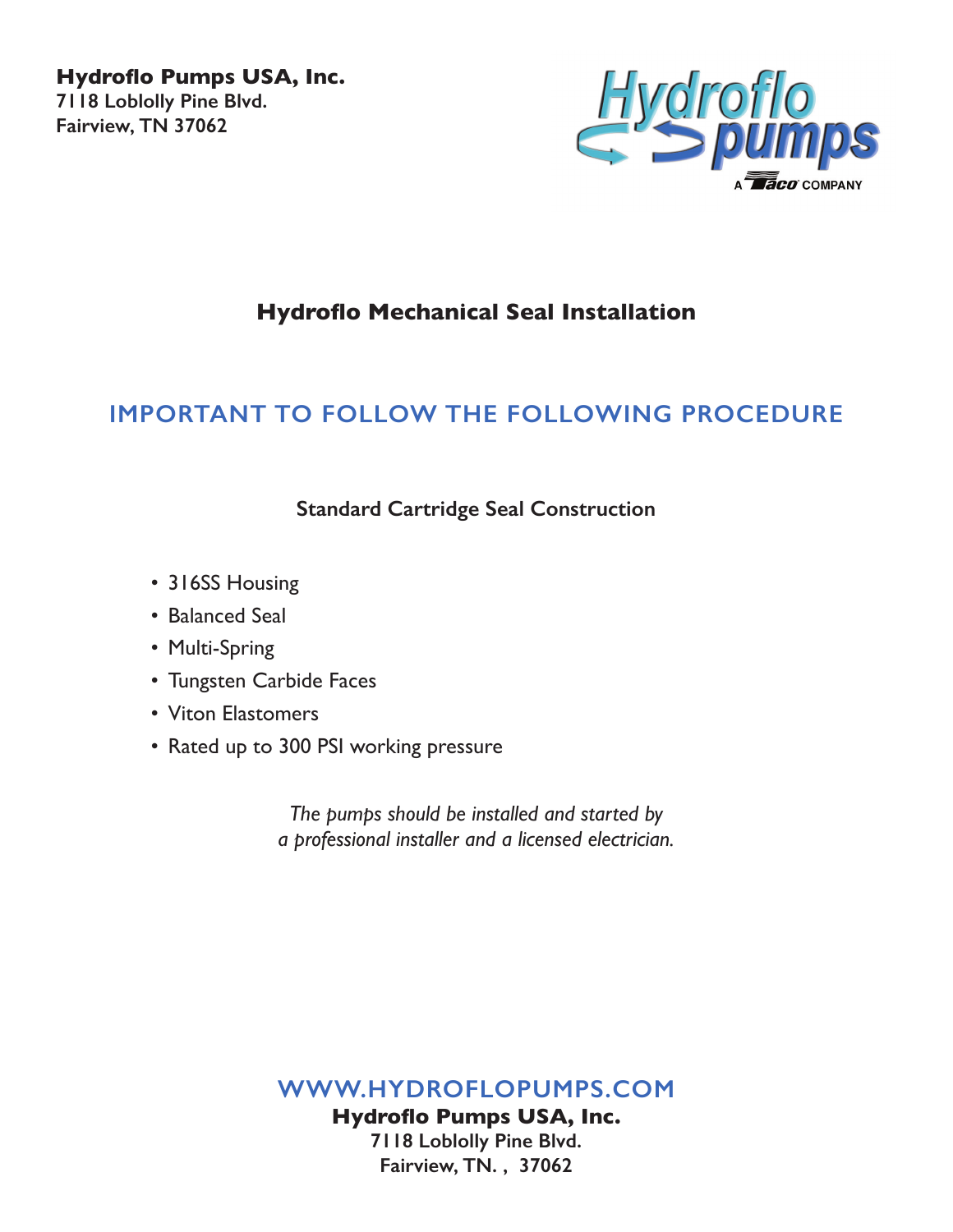**Hydroflo Pumps USA, Inc.**
**7118 Loblolly Pine Blvd.**
**Fairview, TN 37062**

Hydroflo pumps
A Taco COMPANY

# Hydroflo Mechanical Seal Installation

## IMPORTANT TO FOLLOW THE FOLLOWING PROCEDURE

### Standard Cartridge Seal Construction

- 316SS Housing
- Balanced Seal
- Multi-Spring
- Tungsten Carbide Faces
- Viton Elastomers
- Rated up to 300 PSI working pressure

*The pumps should be installed and started by a professional installer and a licensed electrician.*

WWW.HYDROFLOPUMPS.COM
**Hydroflo Pumps USA, Inc.**
**7118 Loblolly Pine Blvd.**
**Fairview, TN. , 37062**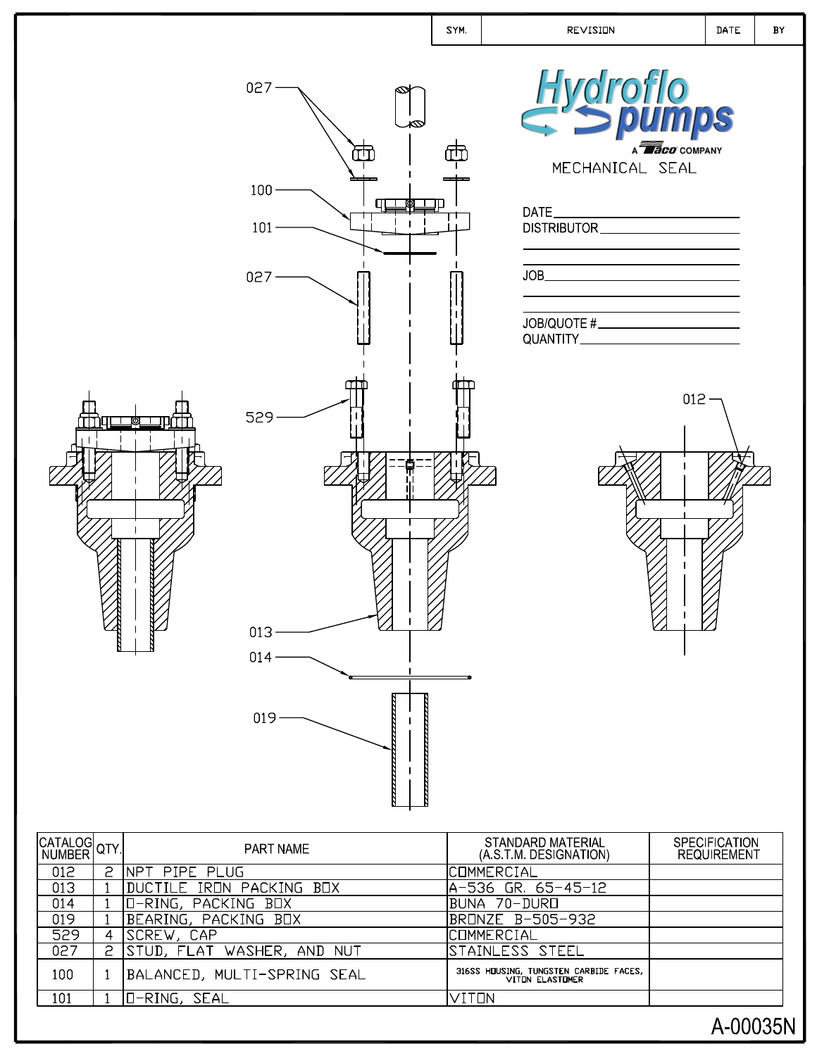| SYM. | REVISION | DATE | BY |
|---|---|---|---|
| | | | |

Hydroflo pumps

A Taco COMPANY

MECHANICAL SEAL

DATE

DISTRIBUTOR

JOB

JOB/QUOTE #

QUANTITY

027
100
101
027
529
013
014
019
012

| CATALOG NUMBER | QTY. | PART NAME | STANDARD MATERIAL (A.S.T.M. DESIGNATION) | SPECIFICATION REQUIREMENT |
|---|---|---|---|---|
| 012 | 2 | NPT PIPE PLUG | COMMERCIAL | |
| 013 | 1 | DUCTILE IRON PACKING BOX | A-536 GR. 65-45-12 | |
| 014 | 1 | O-RING, PACKING BOX | BUNA 70-DURO | |
| 019 | 1 | BEARING, PACKING BOX | BRONZE B-505-932 | |
| 529 | 4 | SCREW, CAP | COMMERCIAL | |
| 027 | 2 | STUD, FLAT WASHER, AND NUT | STAINLESS STEEL | |
| 100 | 1 | BALANCED, MULTI-SPRING SEAL | 316SS HOUSING, TUNGSTEN CARBIDE FACES, VITON ELASTOMER | |
| 101 | 1 | O-RING, SEAL | VITON | |

A-00035N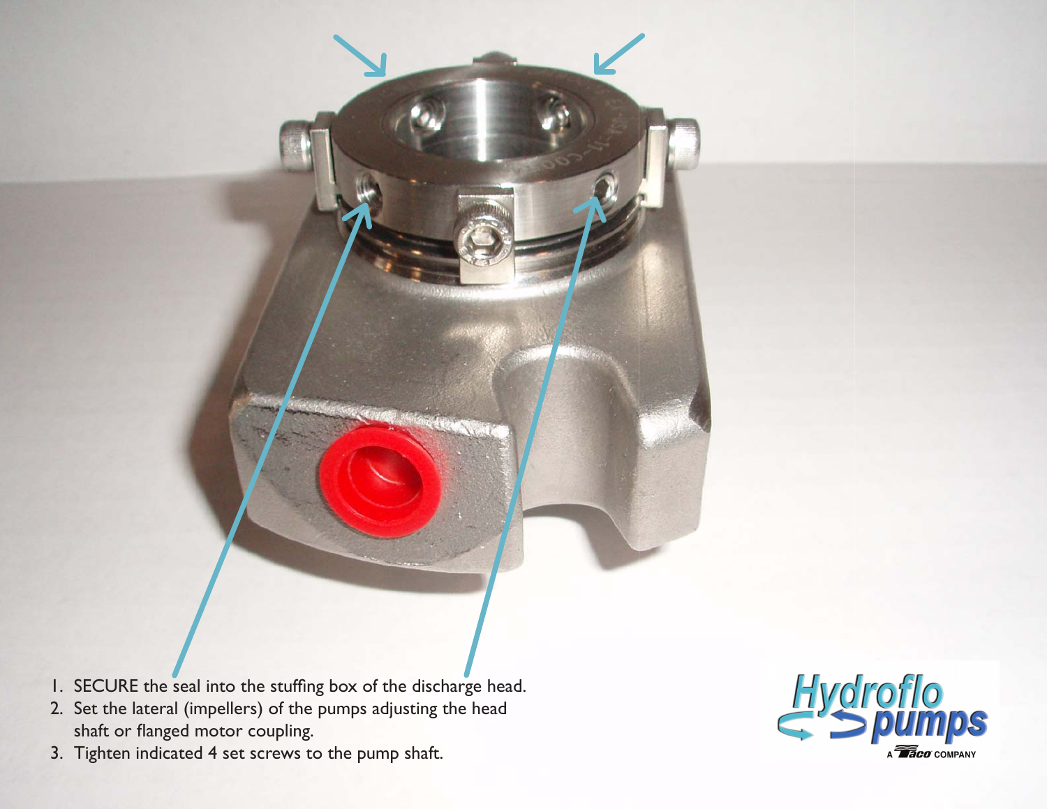1. SECURE the seal into the stuffing box of the discharge head.
2. Set the lateral (impellers) of the pumps adjusting the head shaft or flanged motor coupling.
3. Tighten indicated 4 set screws to the pump shaft.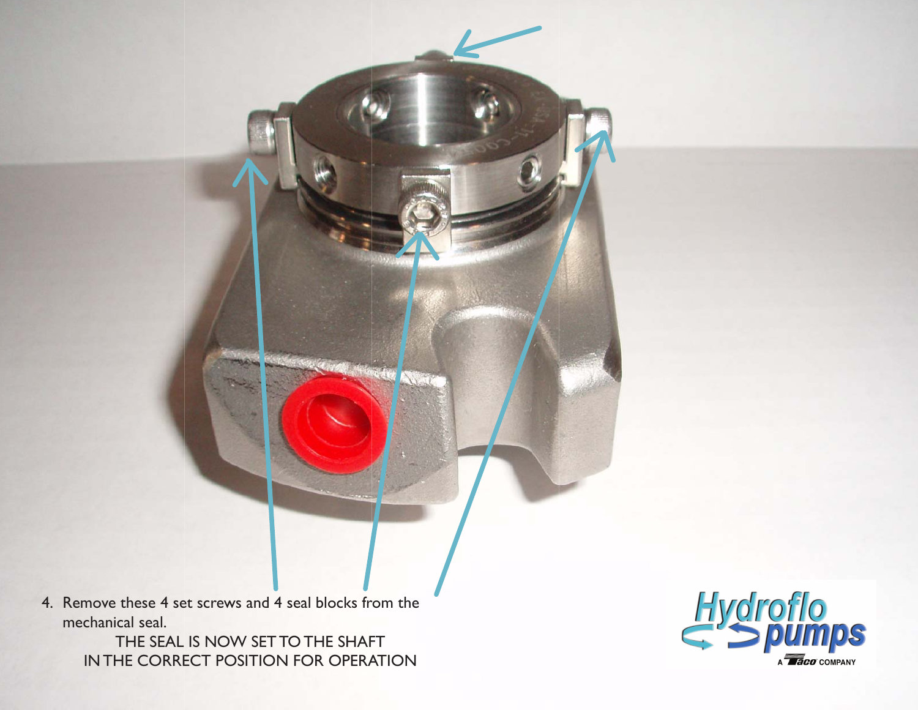4. Remove these 4 set screws and 4 seal blocks from the mechanical seal.

THE SEAL IS NOW SET TO THE SHAFT IN THE CORRECT POSITION FOR OPERATION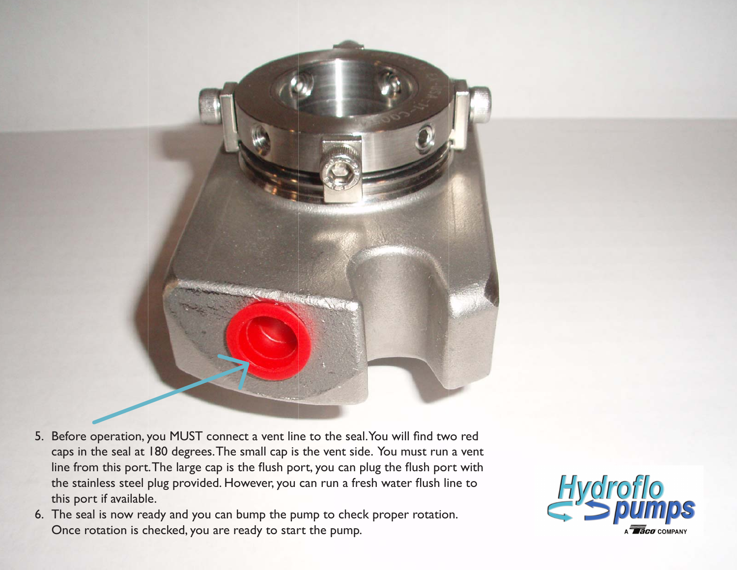5. Before operation, you MUST connect a vent line to the seal. You will find two red caps in the seal at 180 degrees. The small cap is the vent side. You must run a vent line from this port. The large cap is the flush port, you can plug the flush port with the stainless steel plug provided. However, you can run a fresh water flush line to this port if available.
6. The seal is now ready and you can bump the pump to check proper rotation. Once rotation is checked, you are ready to start the pump.

Hydroflo pumps
A Taco COMPANY